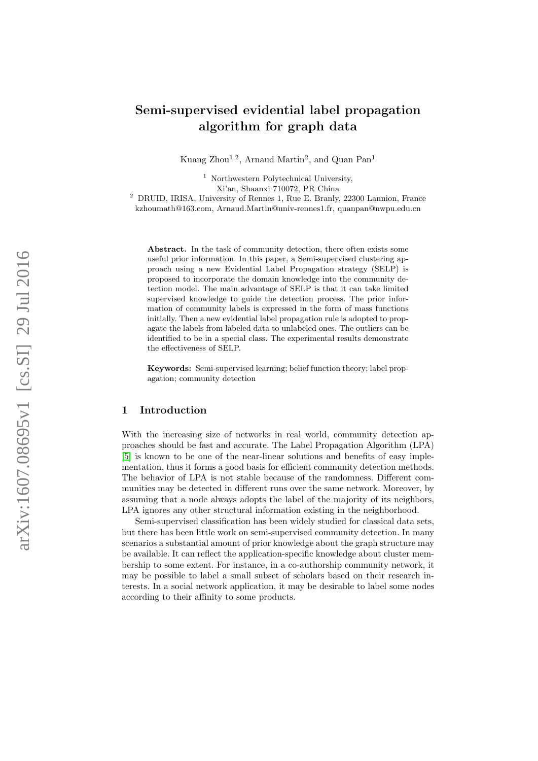# Semi-supervised evidential label propagation algorithm for graph data

Kuang Zhou[1,2], Arnaud Martin[2], and Quan Pan[1]

[1] Northwestern Polytechnical University,
Xi'an, Shaanxi 710072, PR China

[2] DRUID, IRISA, University of Rennes 1, Rue E. Branly, 22300 Lannion, France
kzhoumath@163.com, Arnaud.Martin@univ-rennes1.fr, quanpan@nwpu.edu.cn

**Abstract.** In the task of community detection, there often exists some useful prior information. In this paper, a Semi-supervised clustering approach using a new Evidential Label Propagation strategy (SELP) is proposed to incorporate the domain knowledge into the community detection model. The main advantage of SELP is that it can take limited supervised knowledge to guide the detection process. The prior information of community labels is expressed in the form of mass functions initially. Then a new evidential label propagation rule is adopted to propagate the labels from labeled data to unlabeled ones. The outliers can be identified to be in a special class. The experimental results demonstrate the effectiveness of SELP.

**Keywords:** Semi-supervised learning; belief function theory; label propagation; community detection

## 1 Introduction

With the increasing size of networks in real world, community detection approaches should be fast and accurate. The Label Propagation Algorithm (LPA) [5] is known to be one of the near-linear solutions and benefits of easy implementation, thus it forms a good basis for efficient community detection methods. The behavior of LPA is not stable because of the randomness. Different communities may be detected in different runs over the same network. Moreover, by assuming that a node always adopts the label of the majority of its neighbors, LPA ignores any other structural information existing in the neighborhood.

Semi-supervised classification has been widely studied for classical data sets, but there has been little work on semi-supervised community detection. In many scenarios a substantial amount of prior knowledge about the graph structure may be available. It can reflect the application-specific knowledge about cluster membership to some extent. For instance, in a co-authorship community network, it may be possible to label a small subset of scholars based on their research interests. In a social network application, it may be desirable to label some nodes according to their affinity to some products.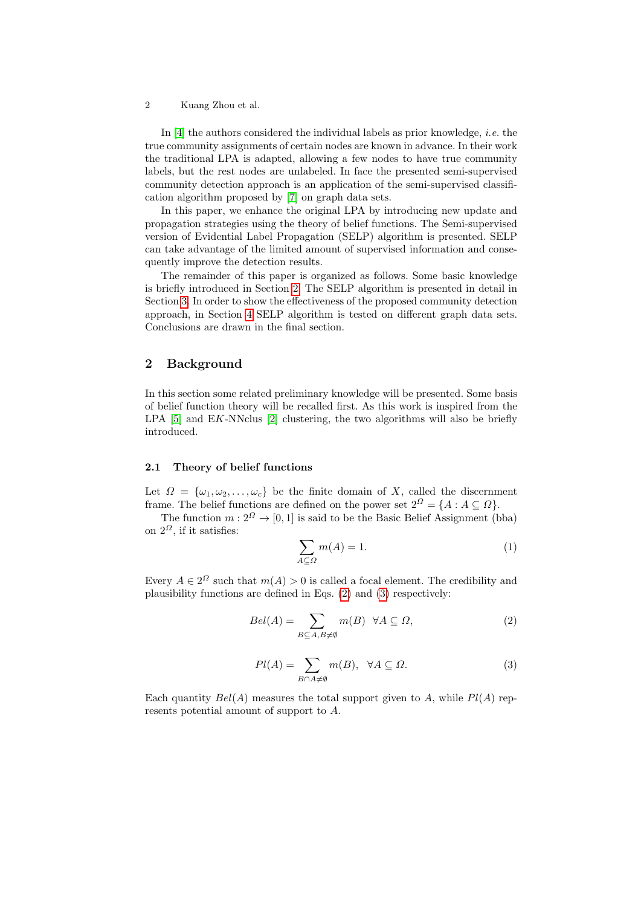In [4] the authors considered the individual labels as prior knowledge, *i.e.* the true community assignments of certain nodes are known in advance. In their work the traditional LPA is adapted, allowing a few nodes to have true community labels, but the rest nodes are unlabeled. In face the presented semi-supervised community detection approach is an application of the semi-supervised classification algorithm proposed by [7] on graph data sets.

In this paper, we enhance the original LPA by introducing new update and propagation strategies using the theory of belief functions. The Semi-supervised version of Evidential Label Propagation (SELP) algorithm is presented. SELP can take advantage of the limited amount of supervised information and consequently improve the detection results.

The remainder of this paper is organized as follows. Some basic knowledge is briefly introduced in Section 2. The SELP algorithm is presented in detail in Section 3. In order to show the effectiveness of the proposed community detection approach, in Section 4 SELP algorithm is tested on different graph data sets. Conclusions are drawn in the final section.

## 2 Background

In this section some related preliminary knowledge will be presented. Some basis of belief function theory will be recalled first. As this work is inspired from the LPA [5] and E$K$-NNclus [2] clustering, the two algorithms will also be briefly introduced.

### 2.1 Theory of belief functions

Let $\Omega = \{\omega_1, \omega_2, \ldots, \omega_c\}$ be the finite domain of $X$, called the discernment frame. The belief functions are defined on the power set $2^\Omega = \{A : A \subseteq \Omega\}$.

The function $m : 2^\Omega \to [0, 1]$ is said to be the Basic Belief Assignment (bba) on $2^\Omega$, if it satisfies:

$$\sum_{A \subseteq \Omega} m(A) = 1. \tag{1}$$

Every $A \in 2^\Omega$ such that $m(A) > 0$ is called a focal element. The credibility and plausibility functions are defined in Eqs. (2) and (3) respectively:

$$Bel(A) = \sum_{B \subseteq A, B \neq \emptyset} m(B) \quad \forall A \subseteq \Omega, \tag{2}$$

$$Pl(A) = \sum_{B \cap A \neq \emptyset} m(B), \quad \forall A \subseteq \Omega. \tag{3}$$

Each quantity $Bel(A)$ measures the total support given to $A$, while $Pl(A)$ represents potential amount of support to $A$.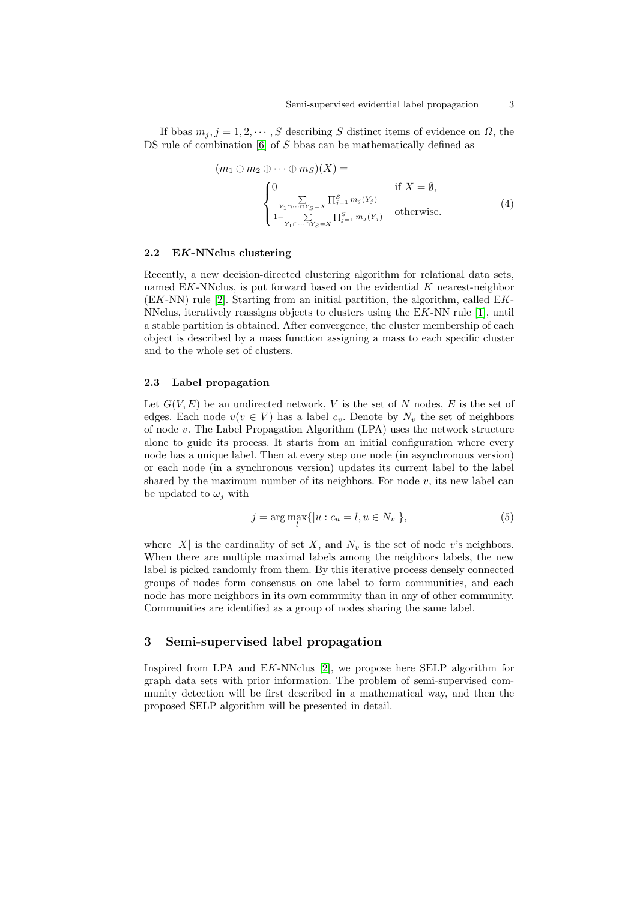If bbas $m_j, j = 1, 2, \cdots, S$ describing $S$ distinct items of evidence on $\Omega$, the DS rule of combination [6] of $S$ bbas can be mathematically defined as

$$
(m_1 \oplus m_2 \oplus \cdots \oplus m_S)(X) = \begin{cases} 0 & \text{if } X = \emptyset, \\ \dfrac{\sum\limits_{Y_1 \cap \cdots \cap Y_S = X} \prod_{j=1}^{S} m_j(Y_j)}{1 - \sum\limits_{Y_1 \cap \cdots \cap Y_S = X} \prod_{j=1}^{S} m_j(Y_j)} & \text{otherwise.} \end{cases} \tag{4}
$$

### 2.2 E$K$-NNclus clustering

Recently, a new decision-directed clustering algorithm for relational data sets, named E$K$-NNclus, is put forward based on the evidential $K$ nearest-neighbor (E$K$-NN) rule [2]. Starting from an initial partition, the algorithm, called E$K$-NNclus, iteratively reassigns objects to clusters using the E$K$-NN rule [1], until a stable partition is obtained. After convergence, the cluster membership of each object is described by a mass function assigning a mass to each specific cluster and to the whole set of clusters.

### 2.3 Label propagation

Let $G(V, E)$ be an undirected network, $V$ is the set of $N$ nodes, $E$ is the set of edges. Each node $v (v \in V)$ has a label $c_v$. Denote by $N_v$ the set of neighbors of node $v$. The Label Propagation Algorithm (LPA) uses the network structure alone to guide its process. It starts from an initial configuration where every node has a unique label. Then at every step one node (in asynchronous version) or each node (in a synchronous version) updates its current label to the label shared by the maximum number of its neighbors. For node $v$, its new label can be updated to $\omega_j$ with

$$
j = \arg\max_{l} \{|u : c_u = l, u \in N_v|\}, \tag{5}
$$

where $|X|$ is the cardinality of set $X$, and $N_v$ is the set of node $v$'s neighbors. When there are multiple maximal labels among the neighbors labels, the new label is picked randomly from them. By this iterative process densely connected groups of nodes form consensus on one label to form communities, and each node has more neighbors in its own community than in any of other community. Communities are identified as a group of nodes sharing the same label.

## 3 Semi-supervised label propagation

Inspired from LPA and E$K$-NNclus [2], we propose here SELP algorithm for graph data sets with prior information. The problem of semi-supervised community detection will be first described in a mathematical way, and then the proposed SELP algorithm will be presented in detail.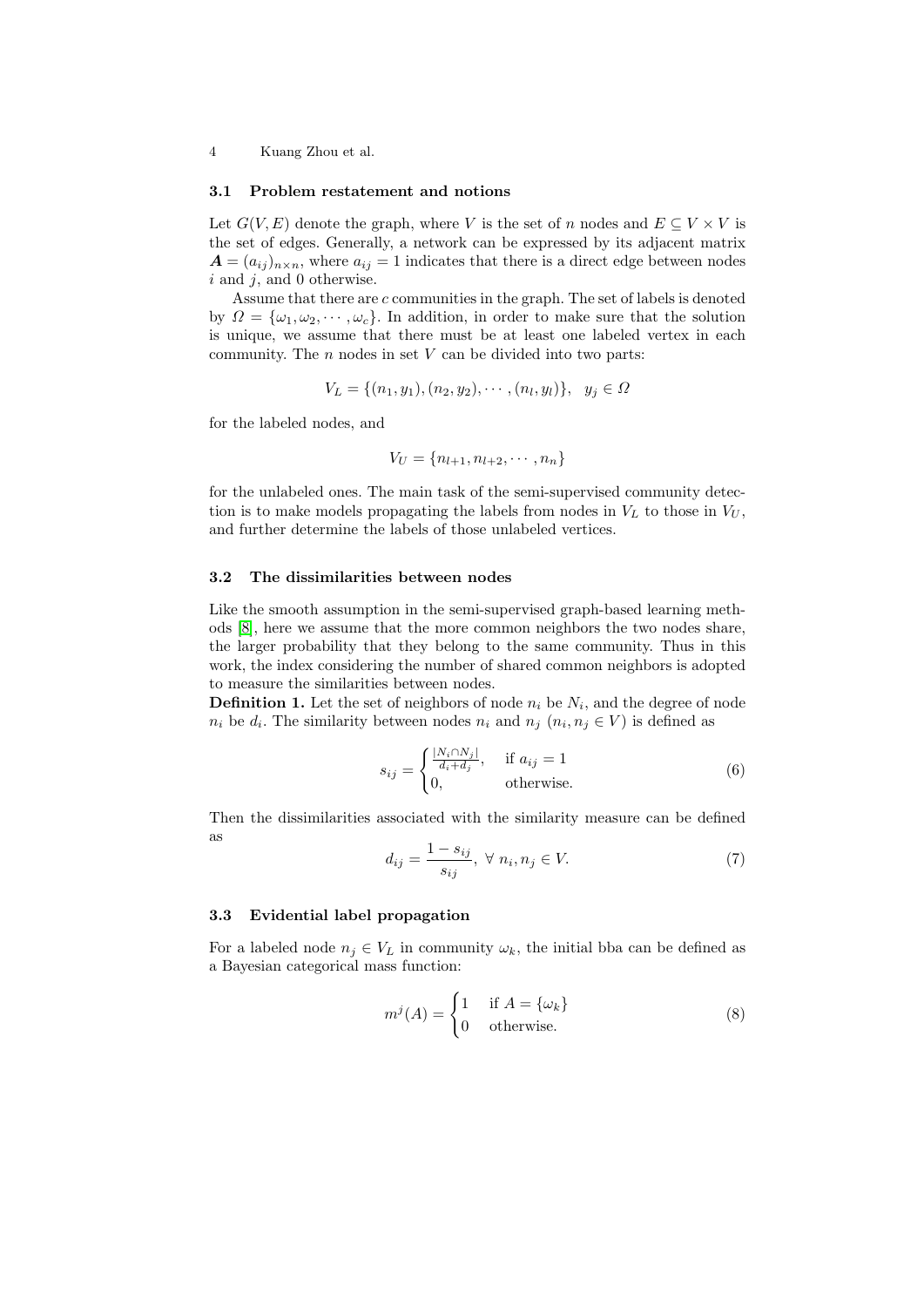### 3.1 Problem restatement and notions

Let $G(V, E)$ denote the graph, where $V$ is the set of $n$ nodes and $E \subseteq V \times V$ is the set of edges. Generally, a network can be expressed by its adjacent matrix $\boldsymbol{A} = (a_{ij})_{n \times n}$, where $a_{ij} = 1$ indicates that there is a direct edge between nodes $i$ and $j$, and 0 otherwise.

Assume that there are $c$ communities in the graph. The set of labels is denoted by $\Omega = \{\omega_1, \omega_2, \cdots, \omega_c\}$. In addition, in order to make sure that the solution is unique, we assume that there must be at least one labeled vertex in each community. The $n$ nodes in set $V$ can be divided into two parts:

$$V_L = \{(n_1, y_1), (n_2, y_2), \cdots, (n_l, y_l)\}, \quad y_j \in \Omega$$

for the labeled nodes, and

$$V_U = \{n_{l+1}, n_{l+2}, \cdots, n_n\}$$

for the unlabeled ones. The main task of the semi-supervised community detection is to make models propagating the labels from nodes in $V_L$ to those in $V_U$, and further determine the labels of those unlabeled vertices.

### 3.2 The dissimilarities between nodes

Like the smooth assumption in the semi-supervised graph-based learning methods [8], here we assume that the more common neighbors the two nodes share, the larger probability that they belong to the same community. Thus in this work, the index considering the number of shared common neighbors is adopted to measure the similarities between nodes.

**Definition 1.** Let the set of neighbors of node $n_i$ be $N_i$, and the degree of node $n_i$ be $d_i$. The similarity between nodes $n_i$ and $n_j$ ($n_i, n_j \in V$) is defined as

$$s_{ij} = \begin{cases} \frac{|N_i \cap N_j|}{d_i + d_j}, & \text{if } a_{ij} = 1 \\ 0, & \text{otherwise.} \end{cases} \tag{6}$$

Then the dissimilarities associated with the similarity measure can be defined as

$$d_{ij} = \frac{1 - s_{ij}}{s_{ij}}, \ \forall \ n_i, n_j \in V. \tag{7}$$

### 3.3 Evidential label propagation

For a labeled node $n_j \in V_L$ in community $\omega_k$, the initial bba can be defined as a Bayesian categorical mass function:

$$m^j(A) = \begin{cases} 1 & \text{if } A = \{\omega_k\} \\ 0 & \text{otherwise.} \end{cases} \tag{8}$$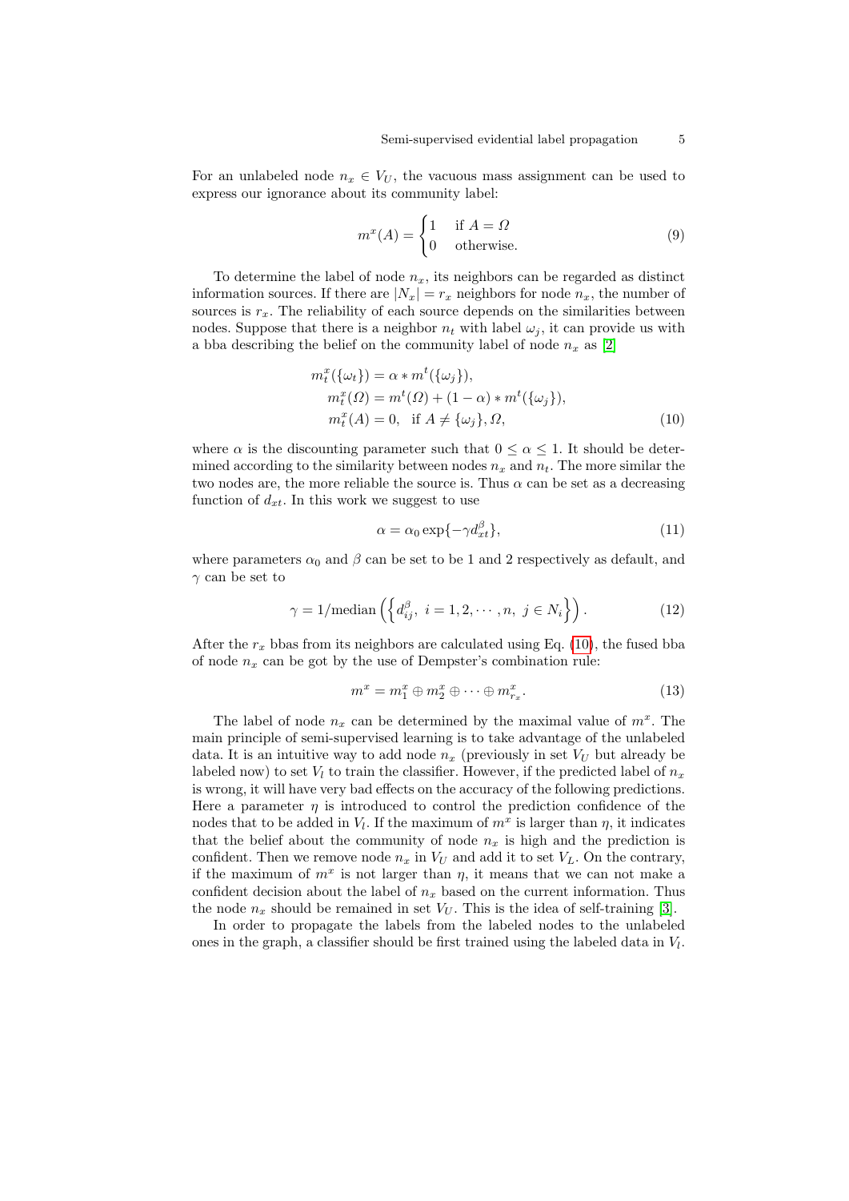For an unlabeled node $n_x \in V_U$, the vacuous mass assignment can be used to express our ignorance about its community label:

$$m^x(A) = \begin{cases} 1 & \text{if } A = \Omega \\ 0 & \text{otherwise.} \end{cases} \tag{9}$$

To determine the label of node $n_x$, its neighbors can be regarded as distinct information sources. If there are $|N_x| = r_x$ neighbors for node $n_x$, the number of sources is $r_x$. The reliability of each source depends on the similarities between nodes. Suppose that there is a neighbor $n_t$ with label $\omega_j$, it can provide us with a bba describing the belief on the community label of node $n_x$ as [2]

$$\begin{aligned} m_t^x(\{\omega_t\}) &= \alpha * m^t(\{\omega_j\}), \\ m_t^x(\Omega) &= m^t(\Omega) + (1-\alpha) * m^t(\{\omega_j\}), \\ m_t^x(A) &= 0, \quad \text{if } A \neq \{\omega_j\}, \Omega, \end{aligned} \tag{10}$$

where $\alpha$ is the discounting parameter such that $0 \leq \alpha \leq 1$. It should be determined according to the similarity between nodes $n_x$ and $n_t$. The more similar the two nodes are, the more reliable the source is. Thus $\alpha$ can be set as a decreasing function of $d_{xt}$. In this work we suggest to use

$$\alpha = \alpha_0 \exp\{-\gamma d_{xt}^{\beta}\}, \tag{11}$$

where parameters $\alpha_0$ and $\beta$ can be set to be 1 and 2 respectively as default, and $\gamma$ can be set to

$$\gamma = 1/\text{median}\left(\left\{d_{ij}^{\beta},\ i = 1, 2, \cdots, n,\ j \in N_i\right\}\right). \tag{12}$$

After the $r_x$ bbas from its neighbors are calculated using Eq. (10), the fused bba of node $n_x$ can be got by the use of Dempster's combination rule:

$$m^x = m_1^x \oplus m_2^x \oplus \cdots \oplus m_{r_x}^x. \tag{13}$$

The label of node $n_x$ can be determined by the maximal value of $m^x$. The main principle of semi-supervised learning is to take advantage of the unlabeled data. It is an intuitive way to add node $n_x$ (previously in set $V_U$ but already be labeled now) to set $V_l$ to train the classifier. However, if the predicted label of $n_x$ is wrong, it will have very bad effects on the accuracy of the following predictions. Here a parameter $\eta$ is introduced to control the prediction confidence of the nodes that to be added in $V_l$. If the maximum of $m^x$ is larger than $\eta$, it indicates that the belief about the community of node $n_x$ is high and the prediction is confident. Then we remove node $n_x$ in $V_U$ and add it to set $V_L$. On the contrary, if the maximum of $m^x$ is not larger than $\eta$, it means that we can not make a confident decision about the label of $n_x$ based on the current information. Thus the node $n_x$ should be remained in set $V_U$. This is the idea of self-training [3].

In order to propagate the labels from the labeled nodes to the unlabeled ones in the graph, a classifier should be first trained using the labeled data in $V_l$.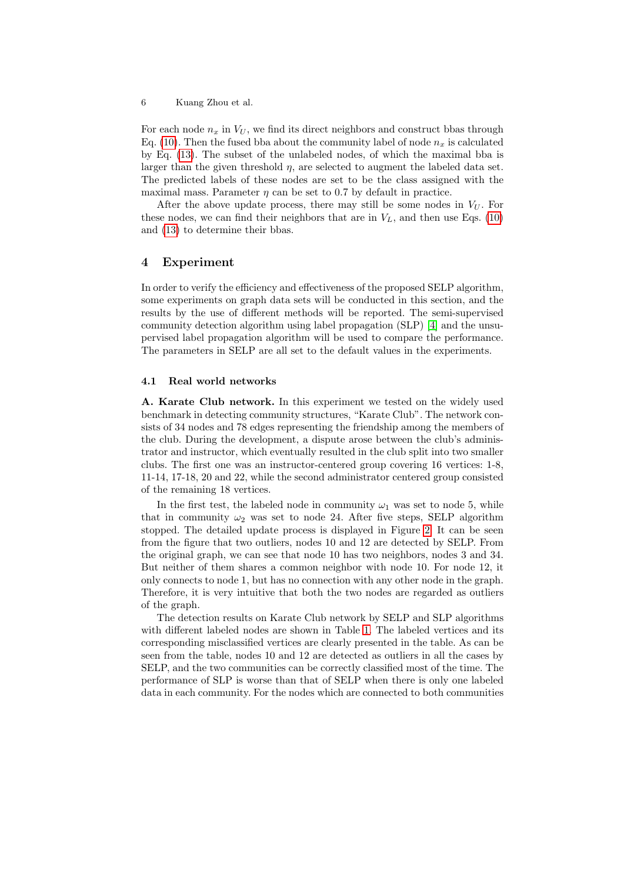For each node $n_x$ in $V_U$, we find its direct neighbors and construct bbas through Eq. (10). Then the fused bba about the community label of node $n_x$ is calculated by Eq. (13). The subset of the unlabeled nodes, of which the maximal bba is larger than the given threshold $\eta$, are selected to augment the labeled data set. The predicted labels of these nodes are set to be the class assigned with the maximal mass. Parameter $\eta$ can be set to 0.7 by default in practice.

After the above update process, there may still be some nodes in $V_U$. For these nodes, we can find their neighbors that are in $V_L$, and then use Eqs. (10) and (13) to determine their bbas.

## 4 Experiment

In order to verify the efficiency and effectiveness of the proposed SELP algorithm, some experiments on graph data sets will be conducted in this section, and the results by the use of different methods will be reported. The semi-supervised community detection algorithm using label propagation (SLP) [4] and the unsupervised label propagation algorithm will be used to compare the performance. The parameters in SELP are all set to the default values in the experiments.

### 4.1 Real world networks

**A. Karate Club network.** In this experiment we tested on the widely used benchmark in detecting community structures, "Karate Club". The network consists of 34 nodes and 78 edges representing the friendship among the members of the club. During the development, a dispute arose between the club's administrator and instructor, which eventually resulted in the club split into two smaller clubs. The first one was an instructor-centered group covering 16 vertices: 1-8, 11-14, 17-18, 20 and 22, while the second administrator centered group consisted of the remaining 18 vertices.

In the first test, the labeled node in community $\omega_1$ was set to node 5, while that in community $\omega_2$ was set to node 24. After five steps, SELP algorithm stopped. The detailed update process is displayed in Figure 2. It can be seen from the figure that two outliers, nodes 10 and 12 are detected by SELP. From the original graph, we can see that node 10 has two neighbors, nodes 3 and 34. But neither of them shares a common neighbor with node 10. For node 12, it only connects to node 1, but has no connection with any other node in the graph. Therefore, it is very intuitive that both the two nodes are regarded as outliers of the graph.

The detection results on Karate Club network by SELP and SLP algorithms with different labeled nodes are shown in Table 1. The labeled vertices and its corresponding misclassified vertices are clearly presented in the table. As can be seen from the table, nodes 10 and 12 are detected as outliers in all the cases by SELP, and the two communities can be correctly classified most of the time. The performance of SLP is worse than that of SELP when there is only one labeled data in each community. For the nodes which are connected to both communities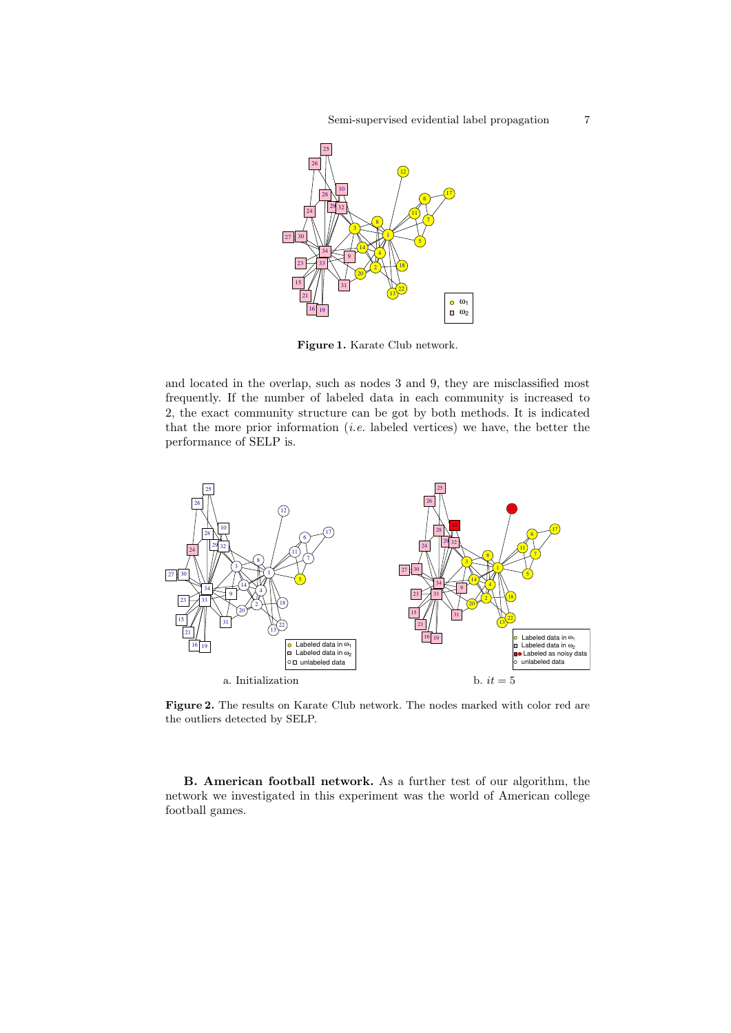**Figure 1.** Karate Club network.

and located in the overlap, such as nodes 3 and 9, they are misclassified most frequently. If the number of labeled data in each community is increased to 2, the exact community structure can be got by both methods. It is indicated that the more prior information (*i.e.* labeled vertices) we have, the better the performance of SELP is.

a. Initialization

b. $it = 5$

**Figure 2.** The results on Karate Club network. The nodes marked with color red are the outliers detected by SELP.

**B. American football network.** As a further test of our algorithm, the network we investigated in this experiment was the world of American college football games.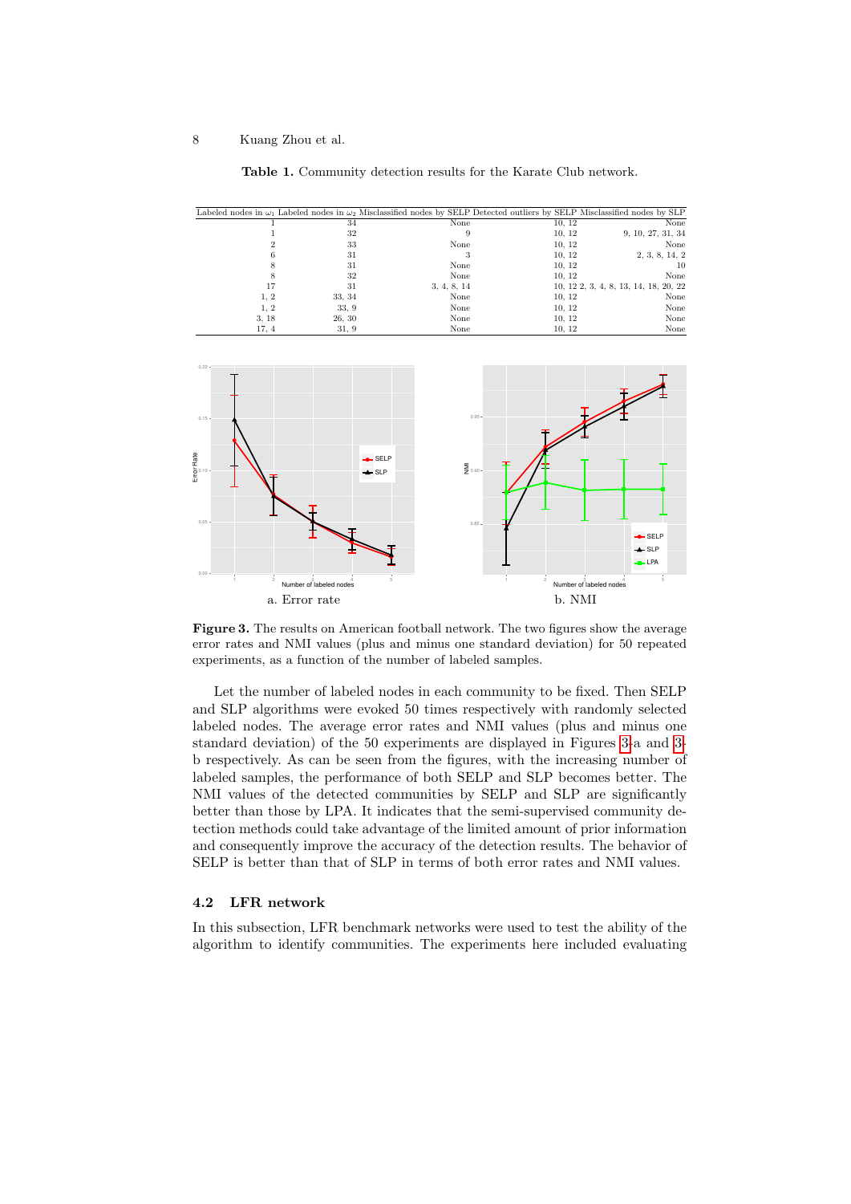**Table 1.** Community detection results for the Karate Club network.

| Labeled nodes in $\omega_1$ | Labeled nodes in $\omega_2$ | Misclassified nodes by SELP | Detected outliers by SELP | Misclassified nodes by SLP |
|---|---|---|---|---|
| 1 | 34 | None | 10, 12 | None |
| 1 | 32 | 9 | 10, 12 | 9, 10, 27, 31, 34 |
| 2 | 33 | None | 10, 12 | None |
| 6 | 31 | 3 | 10, 12 | 2, 3, 8, 14, 2 |
| 8 | 31 | None | 10, 12 | 10 |
| 8 | 32 | None | 10, 12 | None |
| 17 | 31 | 3, 4, 8, 14 | 10, 12 | 2, 3, 4, 8, 13, 14, 18, 20, 22 |
| 1, 2 | 33, 34 | None | 10, 12 | None |
| 1, 2 | 33, 9 | None | 10, 12 | None |
| 3, 18 | 26, 30 | None | 10, 12 | None |
| 17, 4 | 31, 9 | None | 10, 12 | None |

a. Error rate

b. NMI

**Figure 3.** The results on American football network. The two figures show the average error rates and NMI values (plus and minus one standard deviation) for 50 repeated experiments, as a function of the number of labeled samples.

Let the number of labeled nodes in each community to be fixed. Then SELP and SLP algorithms were evoked 50 times respectively with randomly selected labeled nodes. The average error rates and NMI values (plus and minus one standard deviation) of the 50 experiments are displayed in Figures 3-a and 3-b respectively. As can be seen from the figures, with the increasing number of labeled samples, the performance of both SELP and SLP becomes better. The NMI values of the detected communities by SELP and SLP are significantly better than those by LPA. It indicates that the semi-supervised community detection methods could take advantage of the limited amount of prior information and consequently improve the accuracy of the detection results. The behavior of SELP is better than that of SLP in terms of both error rates and NMI values.

### 4.2 LFR network

In this subsection, LFR benchmark networks were used to test the ability of the algorithm to identify communities. The experiments here included evaluating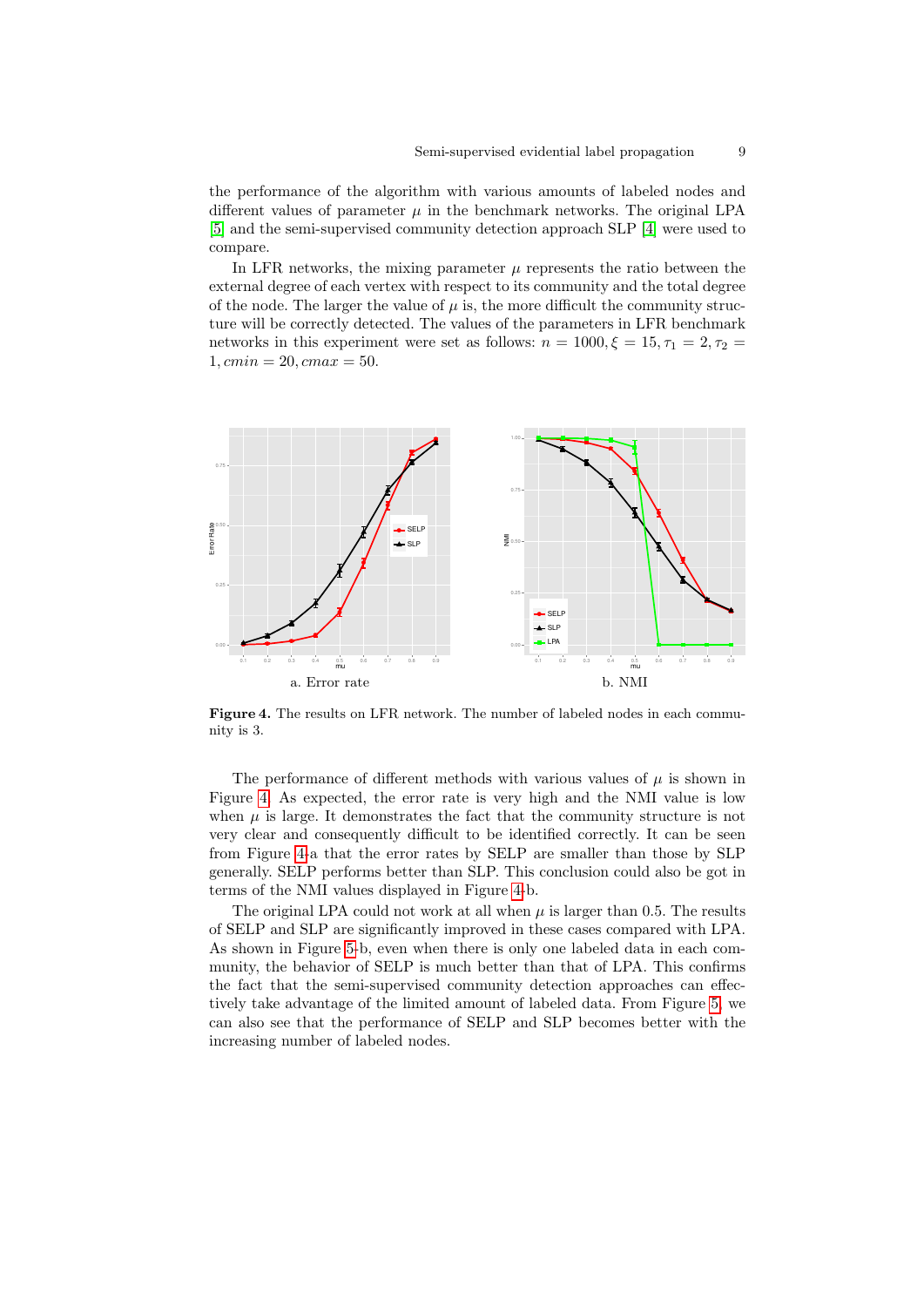the performance of the algorithm with various amounts of labeled nodes and different values of parameter $\mu$ in the benchmark networks. The original LPA [5] and the semi-supervised community detection approach SLP [4] were used to compare.

In LFR networks, the mixing parameter $\mu$ represents the ratio between the external degree of each vertex with respect to its community and the total degree of the node. The larger the value of $\mu$ is, the more difficult the community structure will be correctly detected. The values of the parameters in LFR benchmark networks in this experiment were set as follows: $n = 1000, \xi = 15, \tau_1 = 2, \tau_2 = 1, cmin = 20, cmax = 50$.

a. Error rate

b. NMI

**Figure 4.** The results on LFR network. The number of labeled nodes in each community is 3.

The performance of different methods with various values of $\mu$ is shown in Figure 4. As expected, the error rate is very high and the NMI value is low when $\mu$ is large. It demonstrates the fact that the community structure is not very clear and consequently difficult to be identified correctly. It can be seen from Figure 4-a that the error rates by SELP are smaller than those by SLP generally. SELP performs better than SLP. This conclusion could also be got in terms of the NMI values displayed in Figure 4-b.

The original LPA could not work at all when $\mu$ is larger than 0.5. The results of SELP and SLP are significantly improved in these cases compared with LPA. As shown in Figure 5-b, even when there is only one labeled data in each community, the behavior of SELP is much better than that of LPA. This confirms the fact that the semi-supervised community detection approaches can effectively take advantage of the limited amount of labeled data. From Figure 5, we can also see that the performance of SELP and SLP becomes better with the increasing number of labeled nodes.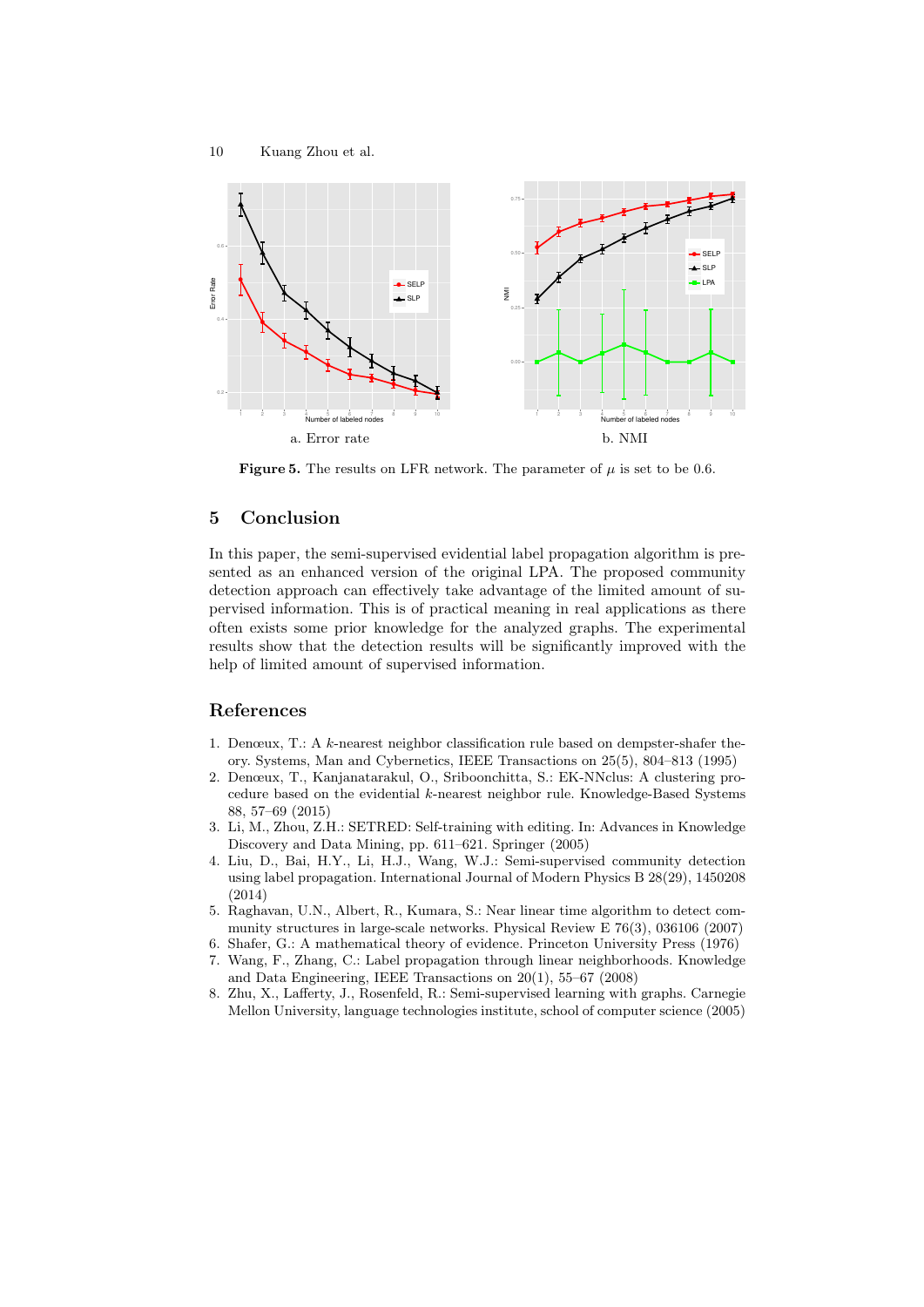Error Rate

0.6

0.4

0.2

SELP

SLP

1 2 3 4 5 6 7 8 9 10

Number of labeled nodes

a. Error rate

NMI

0.75

0.50

0.25

0.00

SELP

SLP

LPA

1 2 3 4 5 6 7 8 9 10

Number of labeled nodes

b. NMI

**Figure 5.** The results on LFR network. The parameter of $\mu$ is set to be 0.6.

## 5 Conclusion

In this paper, the semi-supervised evidential label propagation algorithm is presented as an enhanced version of the original LPA. The proposed community detection approach can effectively take advantage of the limited amount of supervised information. This is of practical meaning in real applications as there often exists some prior knowledge for the analyzed graphs. The experimental results show that the detection results will be significantly improved with the help of limited amount of supervised information.

## References

1. Denœux, T.: A $k$-nearest neighbor classification rule based on dempster-shafer theory. Systems, Man and Cybernetics, IEEE Transactions on 25(5), 804–813 (1995)
2. Denœux, T., Kanjanatarakul, O., Sriboonchitta, S.: EK-NNclus: A clustering procedure based on the evidential $k$-nearest neighbor rule. Knowledge-Based Systems 88, 57–69 (2015)
3. Li, M., Zhou, Z.H.: SETRED: Self-training with editing. In: Advances in Knowledge Discovery and Data Mining, pp. 611–621. Springer (2005)
4. Liu, D., Bai, H.Y., Li, H.J., Wang, W.J.: Semi-supervised community detection using label propagation. International Journal of Modern Physics B 28(29), 1450208 (2014)
5. Raghavan, U.N., Albert, R., Kumara, S.: Near linear time algorithm to detect community structures in large-scale networks. Physical Review E 76(3), 036106 (2007)
6. Shafer, G.: A mathematical theory of evidence. Princeton University Press (1976)
7. Wang, F., Zhang, C.: Label propagation through linear neighborhoods. Knowledge and Data Engineering, IEEE Transactions on 20(1), 55–67 (2008)
8. Zhu, X., Lafferty, J., Rosenfeld, R.: Semi-supervised learning with graphs. Carnegie Mellon University, language technologies institute, school of computer science (2005)